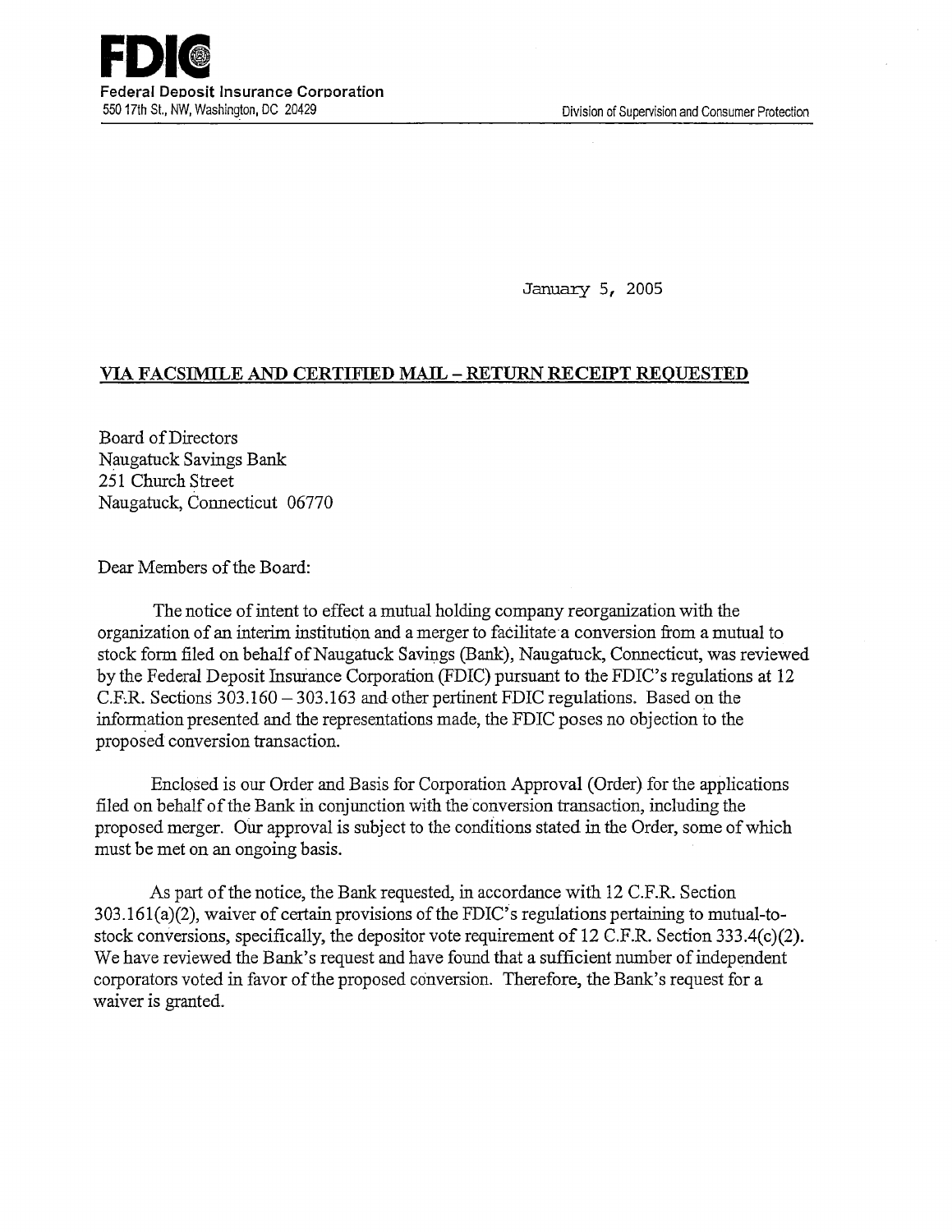**FDIC**
Federal Deposit Insurance Corporation
550 17th St., NW, Washington, DC 20429

Division of Supervision and Consumer Protection

January 5, 2005

**VIA FACSIMILE AND CERTIFIED MAIL – RETURN RECEIPT REQUESTED**

Board of Directors
Naugatuck Savings Bank
251 Church Street
Naugatuck, Connecticut 06770

Dear Members of the Board:

The notice of intent to effect a mutual holding company reorganization with the organization of an interim institution and a merger to facilitate a conversion from a mutual to stock form filed on behalf of Naugatuck Savings (Bank), Naugatuck, Connecticut, was reviewed by the Federal Deposit Insurance Corporation (FDIC) pursuant to the FDIC's regulations at 12 C.F.R. Sections 303.160 – 303.163 and other pertinent FDIC regulations. Based on the information presented and the representations made, the FDIC poses no objection to the proposed conversion transaction.

Enclosed is our Order and Basis for Corporation Approval (Order) for the applications filed on behalf of the Bank in conjunction with the conversion transaction, including the proposed merger. Our approval is subject to the conditions stated in the Order, some of which must be met on an ongoing basis.

As part of the notice, the Bank requested, in accordance with 12 C.F.R. Section 303.161(a)(2), waiver of certain provisions of the FDIC's regulations pertaining to mutual-to-stock conversions, specifically, the depositor vote requirement of 12 C.F.R. Section 333.4(c)(2). We have reviewed the Bank's request and have found that a sufficient number of independent corporators voted in favor of the proposed conversion. Therefore, the Bank's request for a waiver is granted.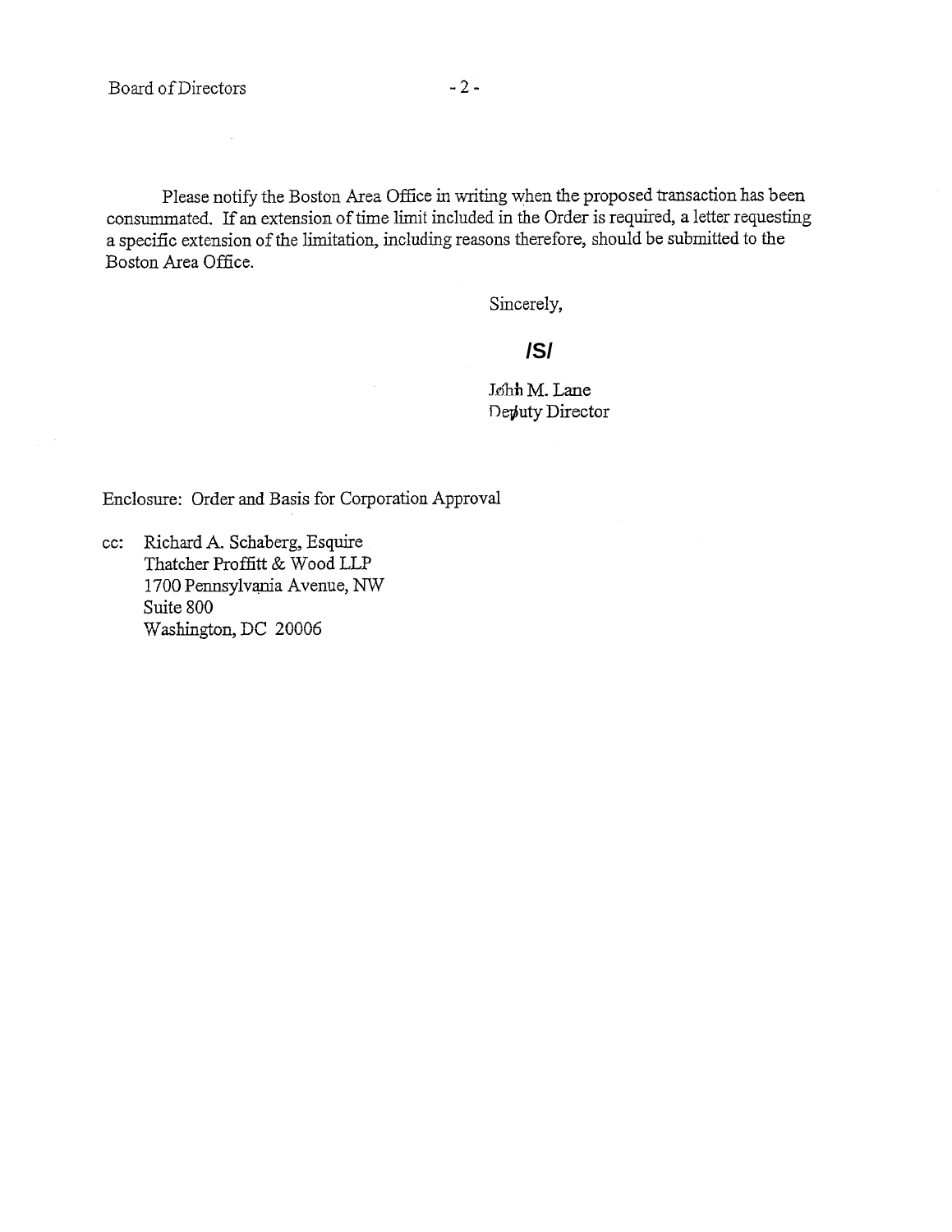Please notify the Boston Area Office in writing when the proposed transaction has been consummated. If an extension of time limit included in the Order is required, a letter requesting a specific extension of the limitation, including reasons therefore, should be submitted to the Boston Area Office.

Sincerely,

**/S/**

John M. Lane
Deputy Director

Enclosure: Order and Basis for Corporation Approval

cc: Richard A. Schaberg, Esquire
Thatcher Proffitt & Wood LLP
1700 Pennsylvania Avenue, NW
Suite 800
Washington, DC 20006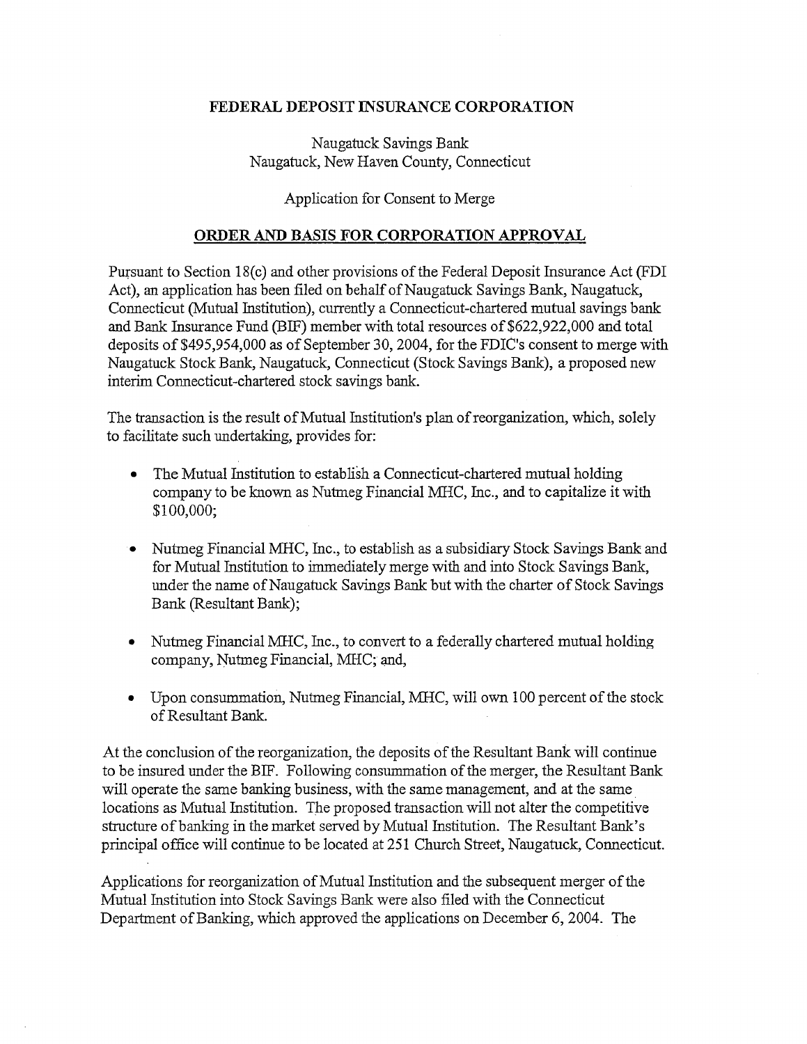**FEDERAL DEPOSIT INSURANCE CORPORATION**

Naugatuck Savings Bank
Naugatuck, New Haven County, Connecticut

Application for Consent to Merge

**ORDER AND BASIS FOR CORPORATION APPROVAL**

Pursuant to Section 18(c) and other provisions of the Federal Deposit Insurance Act (FDI Act), an application has been filed on behalf of Naugatuck Savings Bank, Naugatuck, Connecticut (Mutual Institution), currently a Connecticut-chartered mutual savings bank and Bank Insurance Fund (BIF) member with total resources of $622,922,000 and total deposits of $495,954,000 as of September 30, 2004, for the FDIC's consent to merge with Naugatuck Stock Bank, Naugatuck, Connecticut (Stock Savings Bank), a proposed new interim Connecticut-chartered stock savings bank.

The transaction is the result of Mutual Institution's plan of reorganization, which, solely to facilitate such undertaking, provides for:

- The Mutual Institution to establish a Connecticut-chartered mutual holding company to be known as Nutmeg Financial MHC, Inc., and to capitalize it with $100,000;
- Nutmeg Financial MHC, Inc., to establish as a subsidiary Stock Savings Bank and for Mutual Institution to immediately merge with and into Stock Savings Bank, under the name of Naugatuck Savings Bank but with the charter of Stock Savings Bank (Resultant Bank);
- Nutmeg Financial MHC, Inc., to convert to a federally chartered mutual holding company, Nutmeg Financial, MHC; and,
- Upon consummation, Nutmeg Financial, MHC, will own 100 percent of the stock of Resultant Bank.

At the conclusion of the reorganization, the deposits of the Resultant Bank will continue to be insured under the BIF. Following consummation of the merger, the Resultant Bank will operate the same banking business, with the same management, and at the same locations as Mutual Institution. The proposed transaction will not alter the competitive structure of banking in the market served by Mutual Institution. The Resultant Bank's principal office will continue to be located at 251 Church Street, Naugatuck, Connecticut.

Applications for reorganization of Mutual Institution and the subsequent merger of the Mutual Institution into Stock Savings Bank were also filed with the Connecticut Department of Banking, which approved the applications on December 6, 2004. The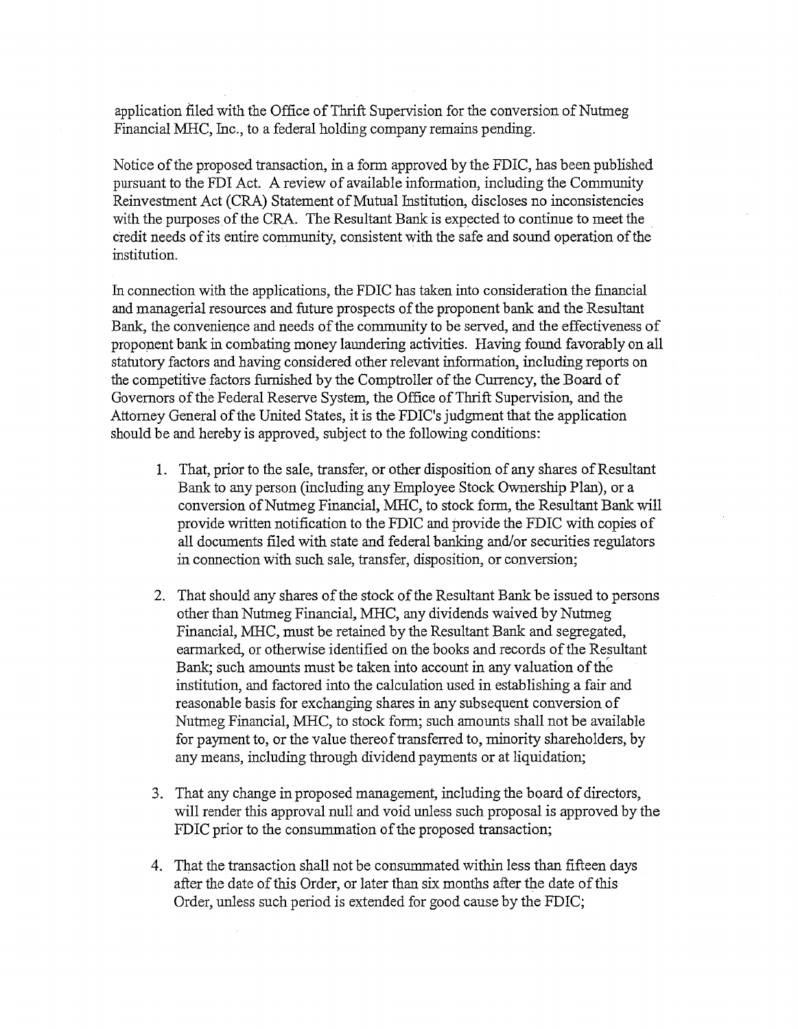application filed with the Office of Thrift Supervision for the conversion of Nutmeg Financial MHC, Inc., to a federal holding company remains pending.

Notice of the proposed transaction, in a form approved by the FDIC, has been published pursuant to the FDI Act. A review of available information, including the Community Reinvestment Act (CRA) Statement of Mutual Institution, discloses no inconsistencies with the purposes of the CRA. The Resultant Bank is expected to continue to meet the credit needs of its entire community, consistent with the safe and sound operation of the institution.

In connection with the applications, the FDIC has taken into consideration the financial and managerial resources and future prospects of the proponent bank and the Resultant Bank, the convenience and needs of the community to be served, and the effectiveness of proponent bank in combating money laundering activities. Having found favorably on all statutory factors and having considered other relevant information, including reports on the competitive factors furnished by the Comptroller of the Currency, the Board of Governors of the Federal Reserve System, the Office of Thrift Supervision, and the Attorney General of the United States, it is the FDIC's judgment that the application should be and hereby is approved, subject to the following conditions:

1. That, prior to the sale, transfer, or other disposition of any shares of Resultant Bank to any person (including any Employee Stock Ownership Plan), or a conversion of Nutmeg Financial, MHC, to stock form, the Resultant Bank will provide written notification to the FDIC and provide the FDIC with copies of all documents filed with state and federal banking and/or securities regulators in connection with such sale, transfer, disposition, or conversion;

2. That should any shares of the stock of the Resultant Bank be issued to persons other than Nutmeg Financial, MHC, any dividends waived by Nutmeg Financial, MHC, must be retained by the Resultant Bank and segregated, earmarked, or otherwise identified on the books and records of the Resultant Bank; such amounts must be taken into account in any valuation of the institution, and factored into the calculation used in establishing a fair and reasonable basis for exchanging shares in any subsequent conversion of Nutmeg Financial, MHC, to stock form; such amounts shall not be available for payment to, or the value thereof transferred to, minority shareholders, by any means, including through dividend payments or at liquidation;

3. That any change in proposed management, including the board of directors, will render this approval null and void unless such proposal is approved by the FDIC prior to the consummation of the proposed transaction;

4. That the transaction shall not be consummated within less than fifteen days after the date of this Order, or later than six months after the date of this Order, unless such period is extended for good cause by the FDIC;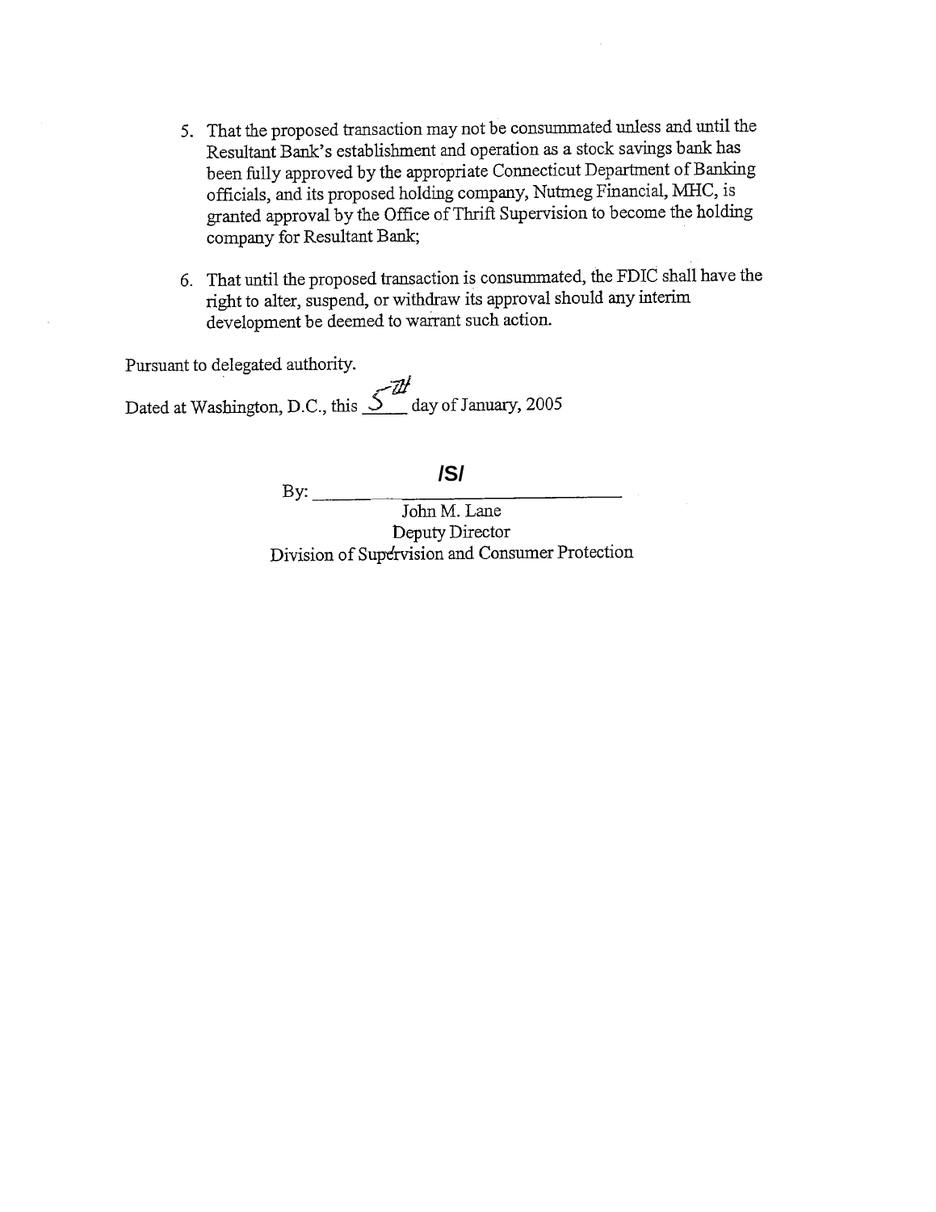5. That the proposed transaction may not be consummated unless and until the Resultant Bank's establishment and operation as a stock savings bank has been fully approved by the appropriate Connecticut Department of Banking officials, and its proposed holding company, Nutmeg Financial, MHC, is granted approval by the Office of Thrift Supervision to become the holding company for Resultant Bank;

6. That until the proposed transaction is consummated, the FDIC shall have the right to alter, suspend, or withdraw its approval should any interim development be deemed to warrant such action.

Pursuant to delegated authority.

Dated at Washington, D.C., this 5th day of January, 2005

By: /S/

John M. Lane
Deputy Director
Division of Supervision and Consumer Protection